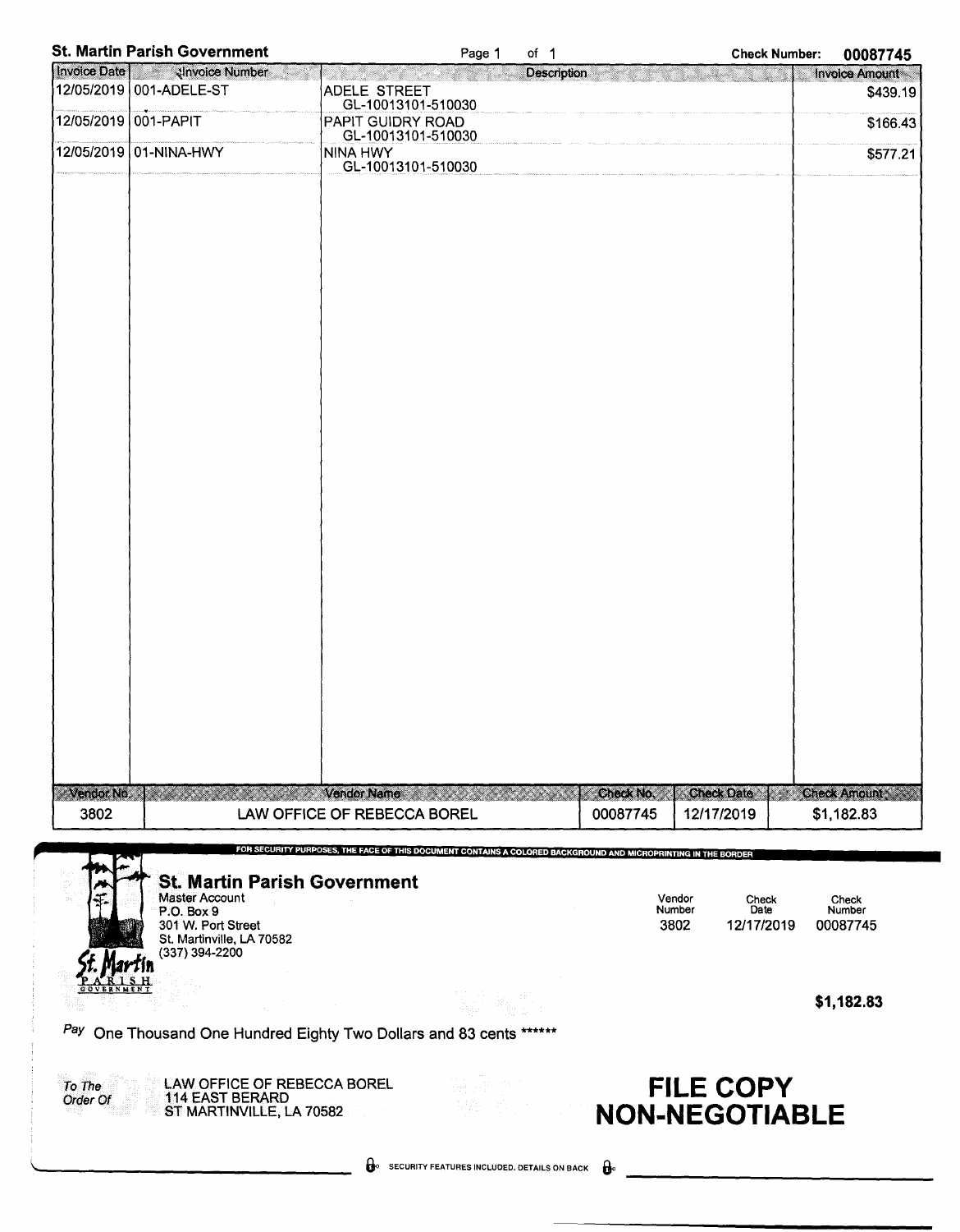**St. Martin Parish Government** Page 1 of 1 **Check Number: 00087745**

| Invoice Date | Invoice Number | Description | Invoice Amount |
|---|---|---|---|
| 12/05/2019 | 001-ADELE-ST | ADELE STREET<br>GL-10013101-510030 | $439.19 |
| 12/05/2019 | 001-PAPIT | PAPIT GUIDRY ROAD<br>GL-10013101-510030 | $166.43 |
| 12/05/2019 | 01-NINA-HWY | NINA HWY<br>GL-10013101-510030 | $577.21 |

| Vendor No. | Vendor Name | Check No. | Check Date | Check Amount |
|---|---|---|---|---|
| 3802 | LAW OFFICE OF REBECCA BOREL | 00087745 | 12/17/2019 | $1,182.83 |

FOR SECURITY PURPOSES, THE FACE OF THIS DOCUMENT CONTAINS A COLORED BACKGROUND AND MICROPRINTING IN THE BORDER

**St. Martin Parish Government**
Master Account
P.O. Box 9
301 W. Port Street
St. Martinville, LA 70582
(337) 394-2200

St. Martin PARISH GOVERNMENT

| Vendor Number | Check Date | Check Number |
|---|---|---|
| 3802 | 12/17/2019 | 00087745 |

**$1,182.83**

*Pay* One Thousand One Hundred Eighty Two Dollars and 83 cents ******

*To The Order Of*
LAW OFFICE OF REBECCA BOREL
114 EAST BERARD
ST MARTINVILLE, LA 70582

**FILE COPY**
**NON-NEGOTIABLE**

SECURITY FEATURES INCLUDED. DETAILS ON BACK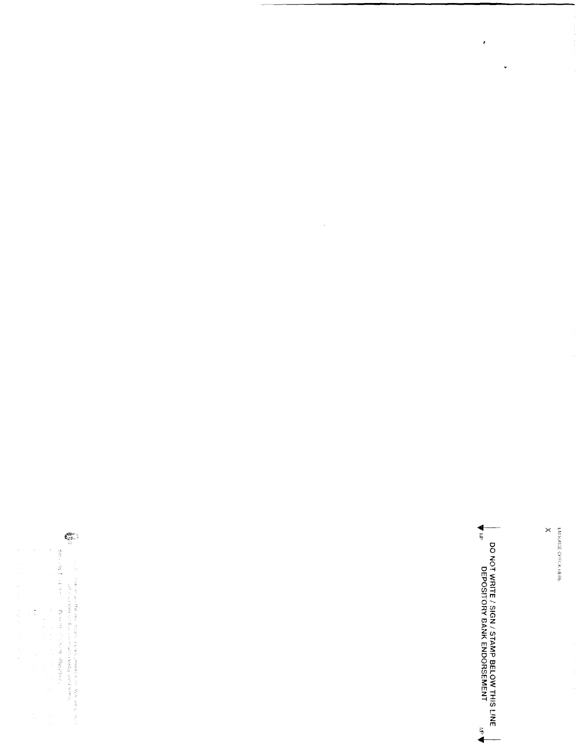ENDORSE CHECK HERE

X

DO NOT WRITE / SIGN / STAMP BELOW THIS LINE
DEPOSITORY BANK ENDORSEMENT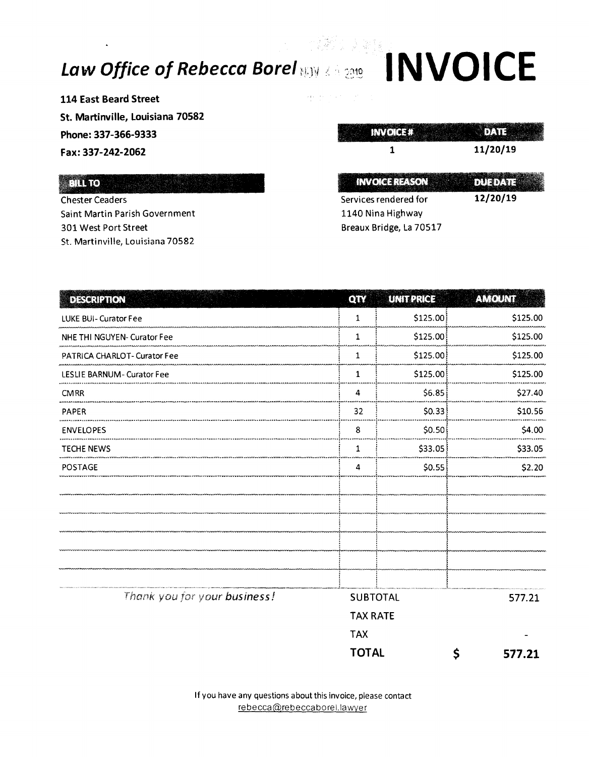# *Law Office of Rebecca Borel* INVOICE

**114 East Beard Street**
**St. Martinville, Louisiana 70582**
**Phone: 337-366-9333**
**Fax: 337-242-2062**

| INVOICE # | DATE |
|---|---|
| 1 | 11/20/19 |

**BILL TO**

Chester Ceaders
Saint Martin Parish Government
301 West Port Street
St. Martinville, Louisiana 70582

| INVOICE REASON | DUE DATE |
|---|---|
| Services rendered for 1140 Nina Highway Breaux Bridge, La 70517 | 12/20/19 |

| DESCRIPTION | QTY | UNIT PRICE | AMOUNT |
|---|---|---|---|
| LUKE BUI- Curator Fee | 1 | $125.00 | $125.00 |
| NHE THI NGUYEN- Curator Fee | 1 | $125.00 | $125.00 |
| PATRICA CHARLOT- Curator Fee | 1 | $125.00 | $125.00 |
| LESLIE BARNUM- Curator Fee | 1 | $125.00 | $125.00 |
| CMRR | 4 | $6.85 | $27.40 |
| PAPER | 32 | $0.33 | $10.56 |
| ENVELOPES | 8 | $0.50 | $4.00 |
| TECHE NEWS | 1 | $33.05 | $33.05 |
| POSTAGE | 4 | $0.55 | $2.20 |

*Thank you for your business!*

| | |
|---|---|
| SUBTOTAL | 577.21 |
| TAX RATE | |
| TAX | - |
| **TOTAL** | **$ 577.21** |

If you have any questions about this invoice, please contact
rebecca@rebeccaborel.lawyer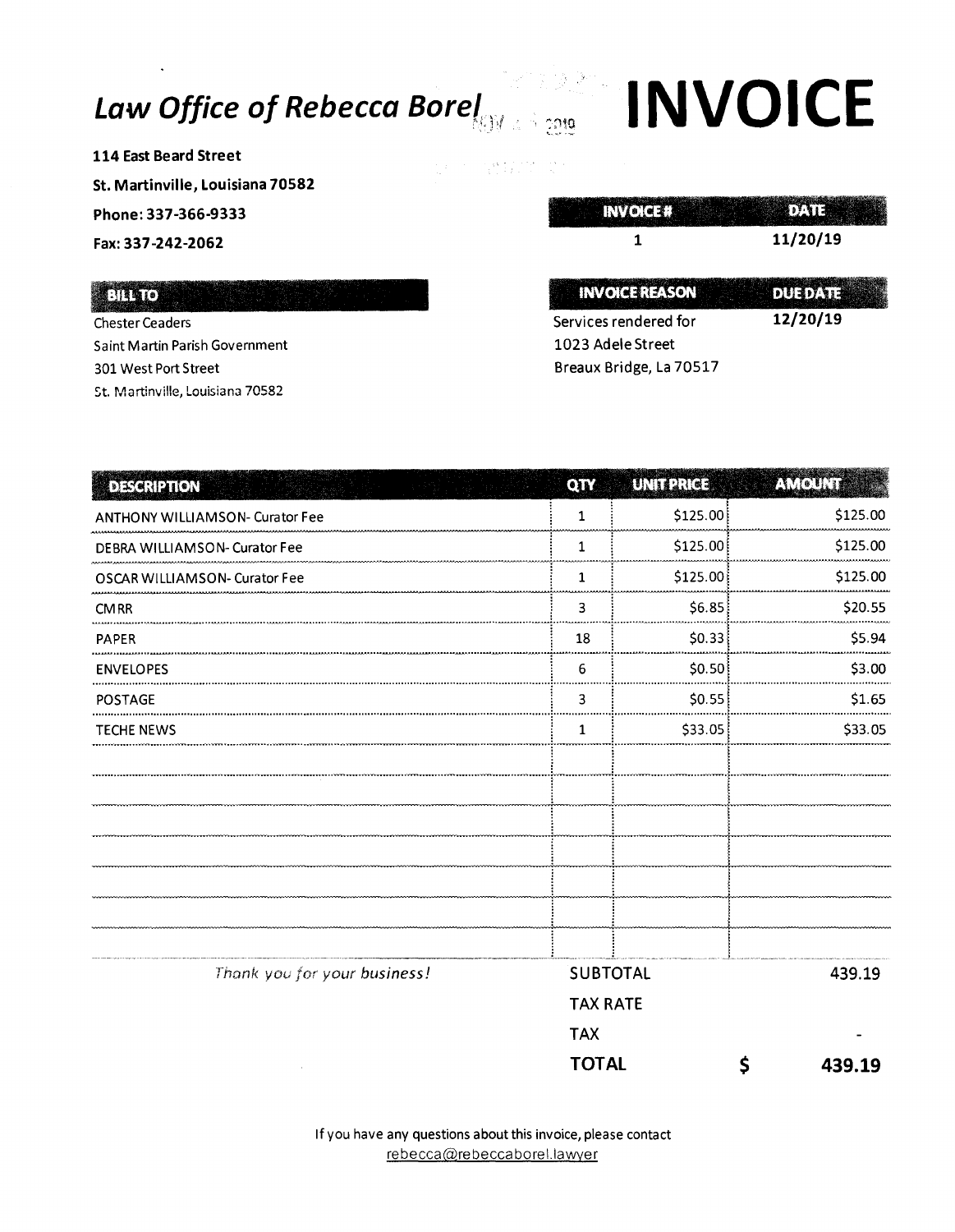# Law Office of Rebecca Borel

# INVOICE

**114 East Beard Street**

**St. Martinville, Louisiana 70582**

**Phone: 337-366-9333**

**Fax: 337-242-2062**

| INVOICE # | DATE |
|---|---|
| 1 | 11/20/19 |

**BILL TO**

Chester Ceaders
Saint Martin Parish Government
301 West Port Street
St. Martinville, Louisiana 70582

| INVOICE REASON | DUE DATE |
|---|---|
| Services rendered for 1023 Adele Street Breaux Bridge, La 70517 | 12/20/19 |

| DESCRIPTION | QTY | UNIT PRICE | AMOUNT |
|---|---|---|---|
| ANTHONY WILLIAMSON- Curator Fee | 1 | $125.00 | $125.00 |
| DEBRA WILLIAMSON- Curator Fee | 1 | $125.00 | $125.00 |
| OSCAR WILLIAMSON- Curator Fee | 1 | $125.00 | $125.00 |
| CMRR | 3 | $6.85 | $20.55 |
| PAPER | 18 | $0.33 | $5.94 |
| ENVELOPES | 6 | $0.50 | $3.00 |
| POSTAGE | 3 | $0.55 | $1.65 |
| TECHE NEWS | 1 | $33.05 | $33.05 |

*Thank you for your business!*

| | |
|---|---|
| SUBTOTAL | 439.19 |
| TAX RATE | |
| TAX | - |
| **TOTAL** | **$ 439.19** |

If you have any questions about this invoice, please contact
rebecca@rebeccaborel.lawyer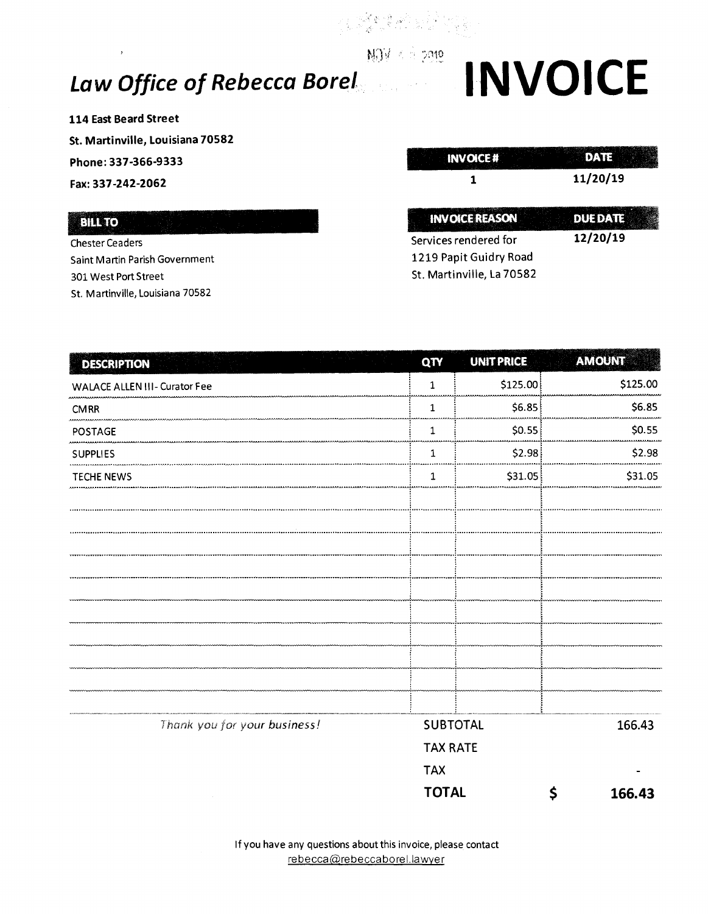NOV 2019

# Law Office of Rebecca Borel

# INVOICE

**114 East Beard Street**

**St. Martinville, Louisiana 70582**

**Phone: 337-366-9333**

**Fax: 337-242-2062**

| INVOICE # | DATE |
|---|---|
| 1 | 11/20/19 |

**BILL TO**

Chester Ceaders
Saint Martin Parish Government
301 West Port Street
St. Martinville, Louisiana 70582

| INVOICE REASON | DUE DATE |
|---|---|
| Services rendered for 1219 Papit Guidry Road St. Martinville, La 70582 | 12/20/19 |

| DESCRIPTION | QTY | UNIT PRICE | AMOUNT |
|---|---|---|---|
| WALACE ALLEN III- Curator Fee | 1 | $125.00 | $125.00 |
| CMRR | 1 | $6.85 | $6.85 |
| POSTAGE | 1 | $0.55 | $0.55 |
| SUPPLIES | 1 | $2.98 | $2.98 |
| TECHE NEWS | 1 | $31.05 | $31.05 |

*Thank you for your business!*

| | |
|---|---|
| SUBTOTAL | 166.43 |
| TAX RATE | |
| TAX | - |
| **TOTAL** | **$ 166.43** |

If you have any questions about this invoice, please contact
rebecca@rebeccaborel.lawyer